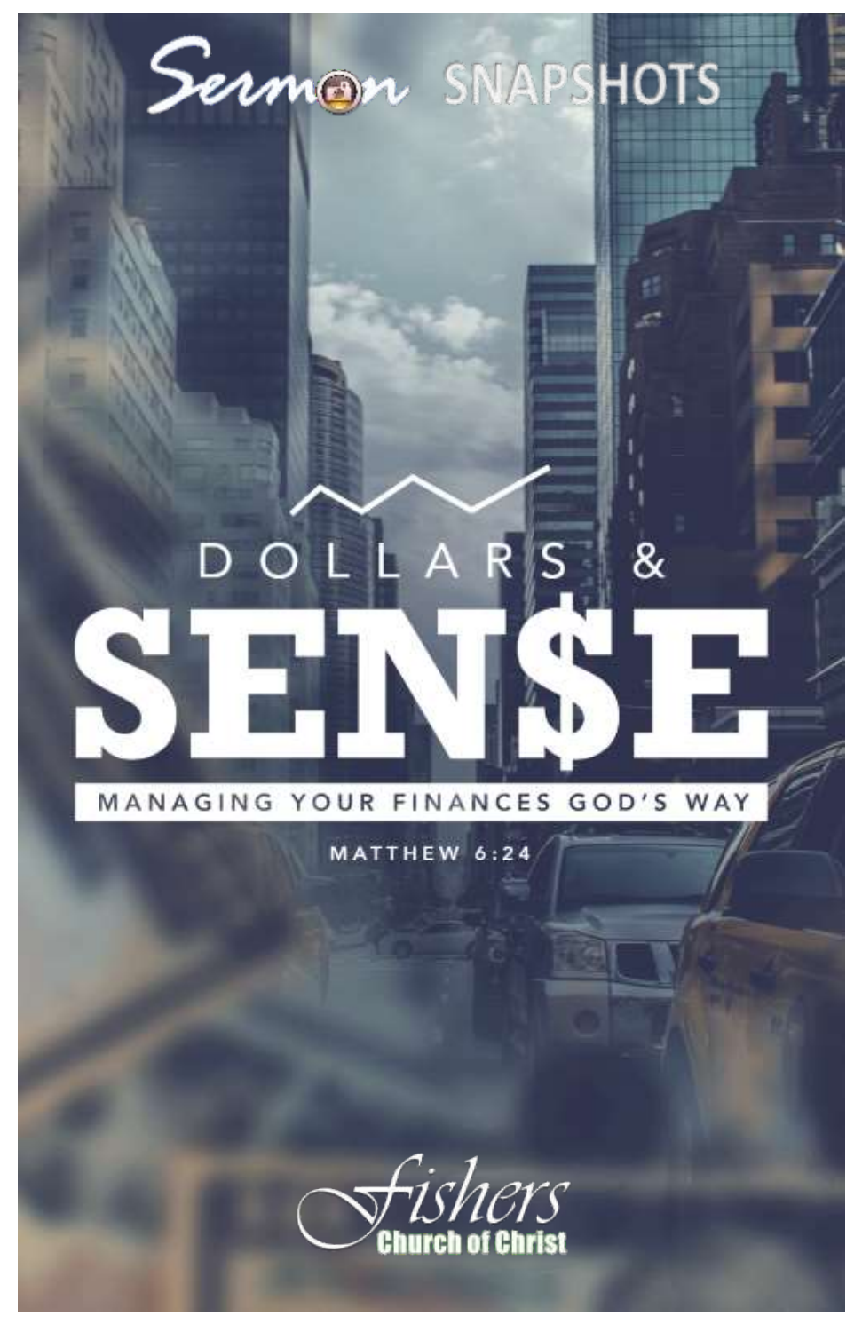Sermon SNAPSHOTS

# DOLLARS & SEN$E

MANAGING YOUR FINANCES GOD'S WAY

MATTHEW 6:24

Fishers Church of Christ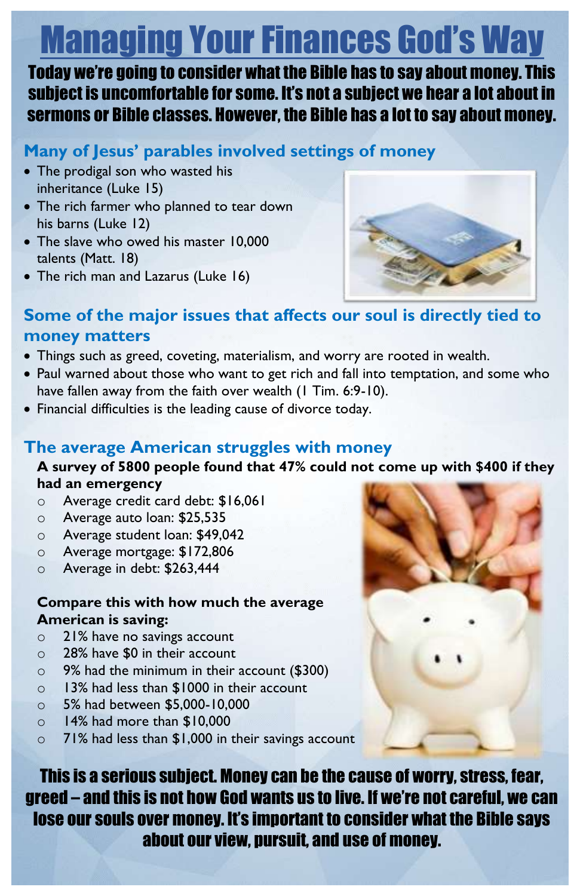# Managing Your Finances God's Way

**Today we're going to consider what the Bible has to say about money. This subject is uncomfortable for some. It's not a subject we hear a lot about in sermons or Bible classes. However, the Bible has a lot to say about money.**

## Many of Jesus' parables involved settings of money

- The prodigal son who wasted his inheritance (Luke 15)
- The rich farmer who planned to tear down his barns (Luke 12)
- The slave who owed his master 10,000 talents (Matt. 18)
- The rich man and Lazarus (Luke 16)

## Some of the major issues that affects our soul is directly tied to money matters

- Things such as greed, coveting, materialism, and worry are rooted in wealth.
- Paul warned about those who want to get rich and fall into temptation, and some who have fallen away from the faith over wealth (1 Tim. 6:9-10).
- Financial difficulties is the leading cause of divorce today.

## The average American struggles with money

**A survey of 5800 people found that 47% could not come up with $400 if they had an emergency**

- Average credit card debt: $16,061
- Average auto loan: $25,535
- Average student loan: $49,042
- Average mortgage: $172,806
- Average in debt: $263,444

**Compare this with how much the average American is saving:**

- 21% have no savings account
- 28% have $0 in their account
- 9% had the minimum in their account ($300)
- 13% had less than $1000 in their account
- 5% had between $5,000-10,000
- 14% had more than $10,000
- 71% had less than $1,000 in their savings account

**This is a serious subject. Money can be the cause of worry, stress, fear, greed – and this is not how God wants us to live. If we're not careful, we can lose our souls over money. It's important to consider what the Bible says about our view, pursuit, and use of money.**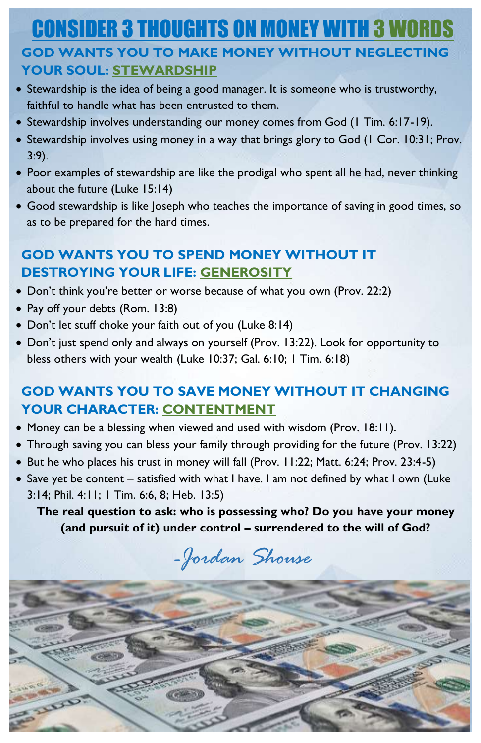# CONSIDER 3 THOUGHTS ON MONEY WITH 3 WORDS

## GOD WANTS YOU TO MAKE MONEY WITHOUT NEGLECTING YOUR SOUL: STEWARDSHIP

- Stewardship is the idea of being a good manager. It is someone who is trustworthy, faithful to handle what has been entrusted to them.
- Stewardship involves understanding our money comes from God (1 Tim. 6:17-19).
- Stewardship involves using money in a way that brings glory to God (1 Cor. 10:31; Prov. 3:9).
- Poor examples of stewardship are like the prodigal who spent all he had, never thinking about the future (Luke 15:14)
- Good stewardship is like Joseph who teaches the importance of saving in good times, so as to be prepared for the hard times.

## GOD WANTS YOU TO SPEND MONEY WITHOUT IT DESTROYING YOUR LIFE: GENEROSITY

- Don't think you're better or worse because of what you own (Prov. 22:2)
- Pay off your debts (Rom. 13:8)
- Don't let stuff choke your faith out of you (Luke 8:14)
- Don't just spend only and always on yourself (Prov. 13:22). Look for opportunity to bless others with your wealth (Luke 10:37; Gal. 6:10; 1 Tim. 6:18)

## GOD WANTS YOU TO SAVE MONEY WITHOUT IT CHANGING YOUR CHARACTER: CONTENTMENT

- Money can be a blessing when viewed and used with wisdom (Prov. 18:11).
- Through saving you can bless your family through providing for the future (Prov. 13:22)
- But he who places his trust in money will fall (Prov. 11:22; Matt. 6:24; Prov. 23:4-5)
- Save yet be content – satisfied with what I have. I am not defined by what I own (Luke 3:14; Phil. 4:11; 1 Tim. 6:6, 8; Heb. 13:5)

**The real question to ask: who is possessing who? Do you have your money (and pursuit of it) under control – surrendered to the will of God?**

*-Jordan Shouse*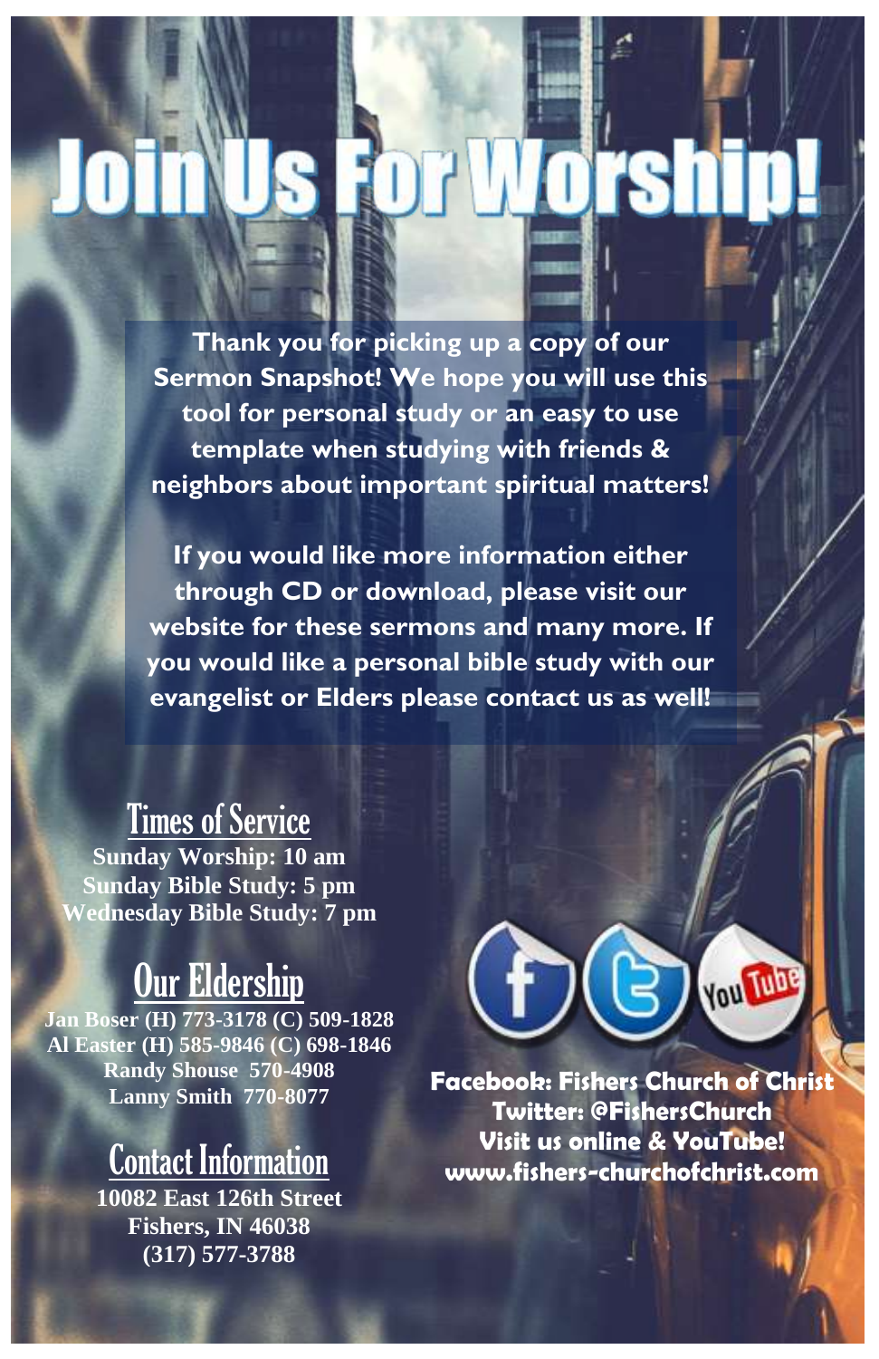# Join Us For Worship!

**Thank you for picking up a copy of our Sermon Snapshot! We hope you will use this tool for personal study or an easy to use template when studying with friends & neighbors about important spiritual matters!**

**If you would like more information either through CD or download, please visit our website for these sermons and many more. If you would like a personal bible study with our evangelist or Elders please contact us as well!**

## Times of Service

**Sunday Worship: 10 am**
**Sunday Bible Study: 5 pm**
**Wednesday Bible Study: 7 pm**

## Our Eldership

**Jan Boser (H) 773-3178 (C) 509-1828**
**Al Easter (H) 585-9846 (C) 698-1846**
**Randy Shouse 570-4908**
**Lanny Smith 770-8077**

## Contact Information

**10082 East 126th Street**
**Fishers, IN 46038**
**(317) 577-3788**

**Facebook: Fishers Church of Christ**
**Twitter: @FishersChurch**
**Visit us online & YouTube!**
**www.fishers-churchofchrist.com**